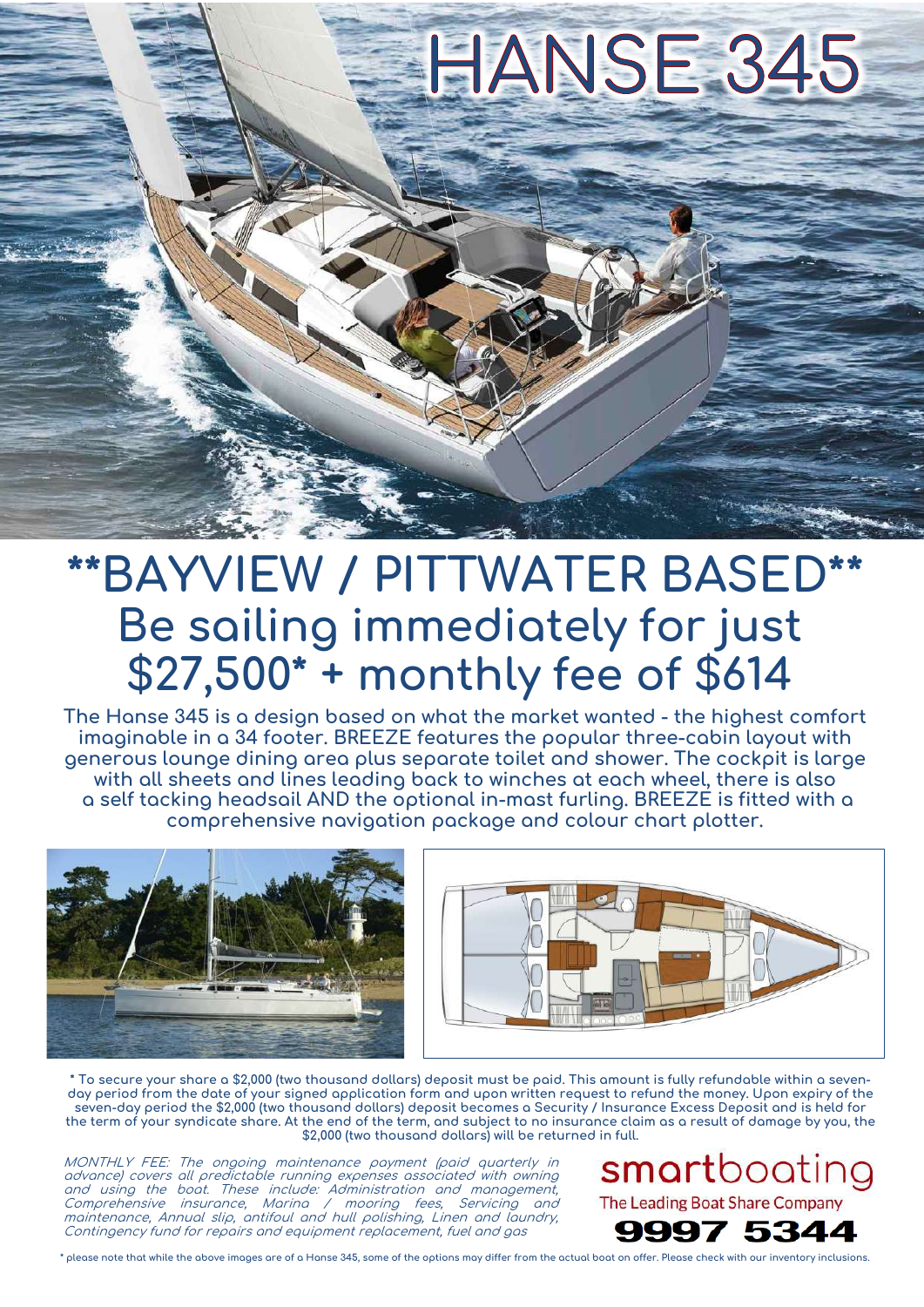# HANSE 345

## **BAYVIEW / PITTWATER BASED**

## Be sailing immediately for just $27,500* + monthly fee of $614

**The Hanse 345 is a design based on what the market wanted - the highest comfort imaginable in a 34 footer. BREEZE features the popular three-cabin layout with generous lounge dining area plus separate toilet and shower. The cockpit is large with all sheets and lines leading back to winches at each wheel, there is also a self tacking headsail AND the optional in-mast furling. BREEZE is fitted with a comprehensive navigation package and colour chart plotter.**

**\* To secure your share a $2,000 (two thousand dollars) deposit must be paid. This amount is fully refundable within a seven-day period from the date of your signed application form and upon written request to refund the money. Upon expiry of the seven-day period the $2,000 (two thousand dollars) deposit becomes a Security / Insurance Excess Deposit and is held for the term of your syndicate share. At the end of the term, and subject to no insurance claim as a result of damage by you, the $2,000 (two thousand dollars) will be returned in full.**

*MONTHLY FEE: The ongoing maintenance payment (paid quarterly in advance) covers all predictable running expenses associated with owning and using the boat. These include: Administration and management, Comprehensive insurance, Marina / mooring fees, Servicing and maintenance, Annual slip, antifoul and hull polishing, Linen and laundry, Contingency fund for repairs and equipment replacement, fuel and gas*

**smartboating**
The Leading Boat Share Company
**9997 5344**

\* please note that while the above images are of a Hanse 345, some of the options may differ from the actual boat on offer. Please check with our inventory inclusions.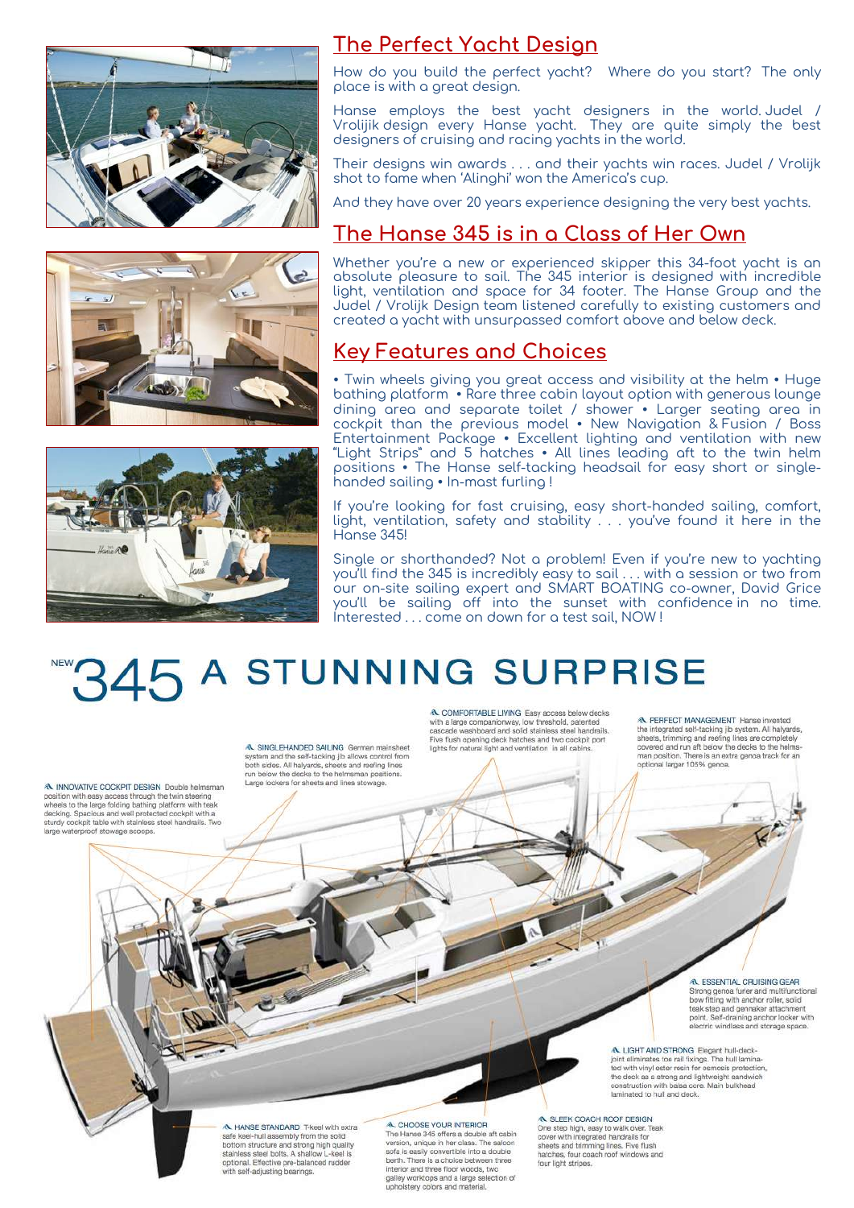## The Perfect Yacht Design

How do you build the perfect yacht? Where do you start? The only place is with a great design.

Hanse employs the best yacht designers in the world. Judel / Vrolijik design every Hanse yacht. They are quite simply the best designers of cruising and racing yachts in the world.

Their designs win awards . . . and their yachts win races. Judel / Vrolijk shot to fame when 'Alinghi' won the America's cup.

And they have over 20 years experience designing the very best yachts.

## The Hanse 345 is in a Class of Her Own

Whether you're a new or experienced skipper this 34-foot yacht is an absolute pleasure to sail. The 345 interior is designed with incredible light, ventilation and space for 34 footer. The Hanse Group and the Judel / Vrolijk Design team listened carefully to existing customers and created a yacht with unsurpassed comfort above and below deck.

## Key Features and Choices

• Twin wheels giving you great access and visibility at the helm • Huge bathing platform • Rare three cabin layout option with generous lounge dining area and separate toilet / shower • Larger seating area in cockpit than the previous model • New Navigation & Fusion / Boss Entertainment Package • Excellent lighting and ventilation with new "Light Strips" and 5 hatches • All lines leading aft to the twin helm positions • The Hanse self-tacking headsail for easy short or single-handed sailing • In-mast furling !

If you're looking for fast cruising, easy short-handed sailing, comfort, light, ventilation, safety and stability . . . you've found it here in the Hanse 345!

Single or shorthanded? Not a problem! Even if you're new to yachting you'll find the 345 is incredibly easy to sail . . . with a session or two from our on-site sailing expert and SMART BOATING co-owner, David Grice you'll be sailing off into the sunset with confidence in no time. Interested . . . come on down for a test sail, NOW !

# NEW 345 A STUNNING SURPRISE

**COMFORTABLE LIVING** Easy access below decks with a large companionway, low threshold, patented cascade washboard and solid stainless steel handrails. Five flush opening deck hatches and two cockpit port lights for natural light and ventilation in all cabins.

**PERFECT MANAGEMENT** Hanse invented the integrated self-tacking jib system. All halyards, sheets, trimming and reefing lines are completely covered and run aft below the decks to the helmsman position. There is an extra genoa track for an optional larger 105% genoa.

**SINGLEHANDED SAILING** German mainsheet system and the self-tacking jib allows control from both sides. All halyards, sheets and reefing lines run below the decks to the helmsman positions. Large lockers for sheets and lines stowage.

**INNOVATIVE COCKPIT DESIGN** Double helmsman position with easy access through the twin steering wheels to the large folding bathing platform with teak decking. Spacious and well protected cockpit with a sturdy cockpit table with stainless steel handrails. Two large waterproof stowage scoops.

**ESSENTIAL CRUISING GEAR** Strong genoa furler and multifunctional bow fitting with anchor roller, solid teak step and gennaker attachment point. Self-draining anchor locker with electric windlass and storage space.

**LIGHT AND STRONG** Elegant hull-deck-joint eliminates toe rail fixings. The hull laminated with vinyl ester resin for osmosis protection, the deck as a strong and lightweight sandwich construction with balsa core. Main bulkhead laminated to hull and deck.

**HANSE STANDARD** T-keel with extra safe keel-hull assembly from the solid bottom structure and strong high quality stainless steel bolts. A shallow L-keel is optional. Effective pre-balanced rudder with self-adjusting bearings.

**CHOOSE YOUR INTERIOR** The Hanse 345 offers a double aft cabin version, unique in her class. The saloon sofa is easily convertible into a double berth. There is a choice between three interior and three floor woods, two galley worktops and a large selection of upholstery colors and material.

**SLEEK COACH ROOF DESIGN** One step high, easy to walk over. Teak cover with integrated handrails for sheets and trimming lines. Five flush hatches, four coach roof windows and four light stripes.